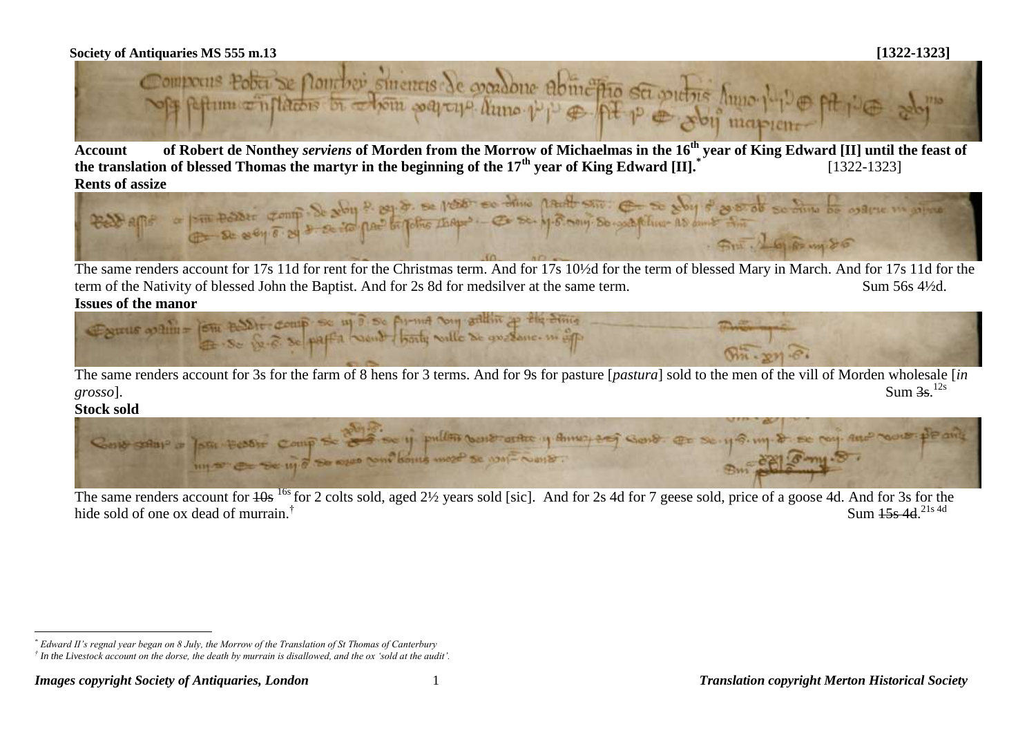**Society of Antiquaries MS 555 m.13** **[1322-1323]**

**Account of Robert de Nonthey *serviens* of Morden from the Morrow of Michaelmas in the 16th year of King Edward [II] until the feast of the translation of blessed Thomas the martyr in the beginning of the 17th year of King Edward [II].*** [1322-1323]

**Rents of assize**

The same renders account for 17s 11d for rent for the Christmas term. And for 17s 10½d for the term of blessed Mary in March. And for 17s 11d for the term of the Nativity of blessed John the Baptist. And for 2s 8d for medsilver at the same term. Sum 56s 4½d.

**Issues of the manor**

The same renders account for 3s for the farm of 8 hens for 3 terms. And for 9s for pasture [*pastura*] sold to the men of the vill of Morden wholesale [*in grosso*]. Sum ~~3s~~.[12s]

**Stock sold**

The same renders account for ~~10s~~ [16s] for 2 colts sold, aged 2½ years sold [sic]. And for 2s 4d for 7 geese sold, price of a goose 4d. And for 3s for the hide sold of one ox dead of murrain.† Sum ~~15s 4d~~.[21s 4d]

---

\* *Edward II's regnal year began on 8 July, the Morrow of the Translation of St Thomas of Canterbury*

† *In the Livestock account on the dorse, the death by murrain is disallowed, and the ox 'sold at the audit'.*

***Images copyright Society of Antiquaries, London*** ***Translation copyright Merton Historical Society***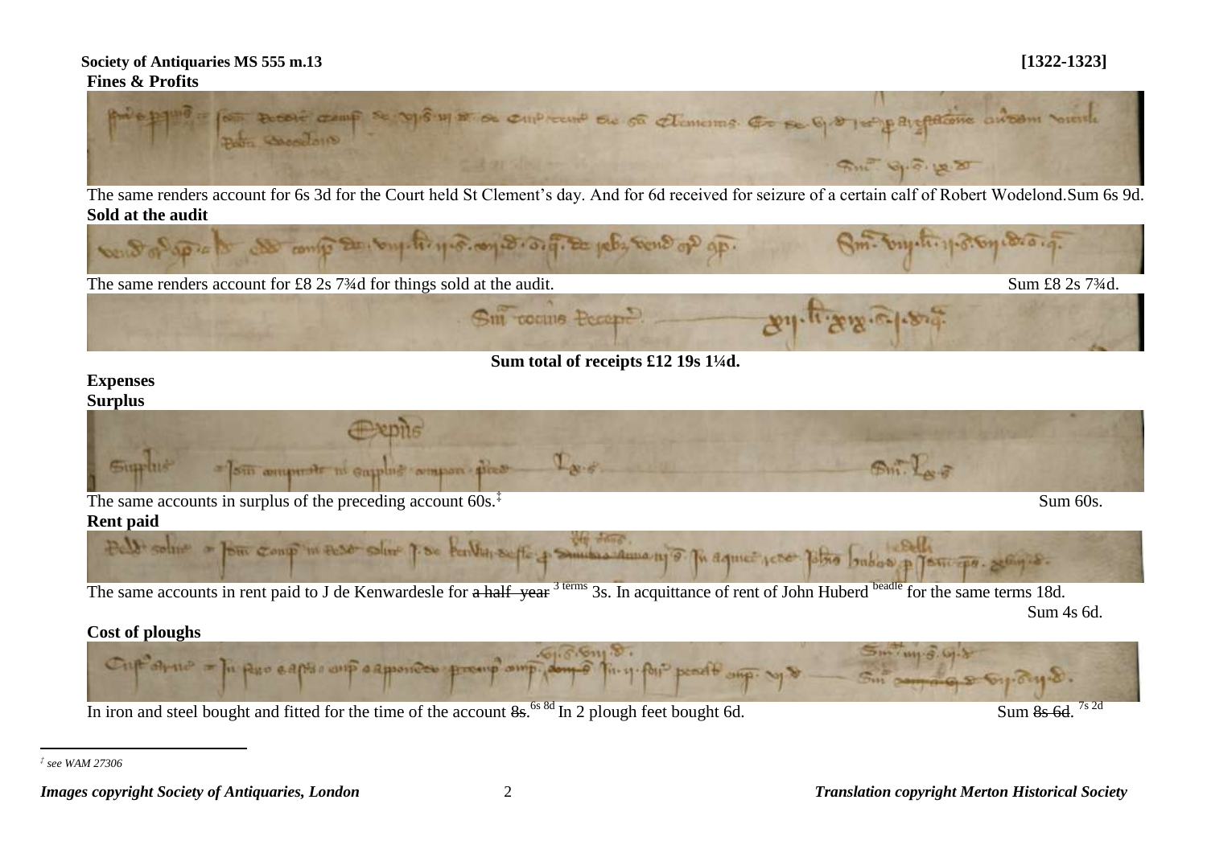**Society of Antiquaries MS 555 m.13** **[1322-1323]**

**Fines & Profits**

The same renders account for 6s 3d for the Court held St Clement's day. And for 6d received for seizure of a certain calf of Robert Wodelond. Sum 6s 9d.

**Sold at the audit**

The same renders account for £8 2s 7¾d for things sold at the audit. Sum £8 2s 7¾d.

**Sum total of receipts £12 19s 1¼d.**

**Expenses**

**Surplus**

The same accounts in surplus of the preceding account 60s.[‡] Sum 60s.

**Rent paid**

The same accounts in rent paid to J de Kenwardesle for ~~a half year~~ 3 terms 3s. In acquittance of rent of John Huberd beadle for the same terms 18d.

Sum 4s 6d.

**Cost of ploughs**

In iron and steel bought and fitted for the time of the account ~~8s.~~ 6s 8d In 2 plough feet bought 6d. Sum ~~8s 6d.~~ 7s 2d

---

[‡] *see WAM 27306*

***Images copyright Society of Antiquaries, London*** ***Translation copyright Merton Historical Society***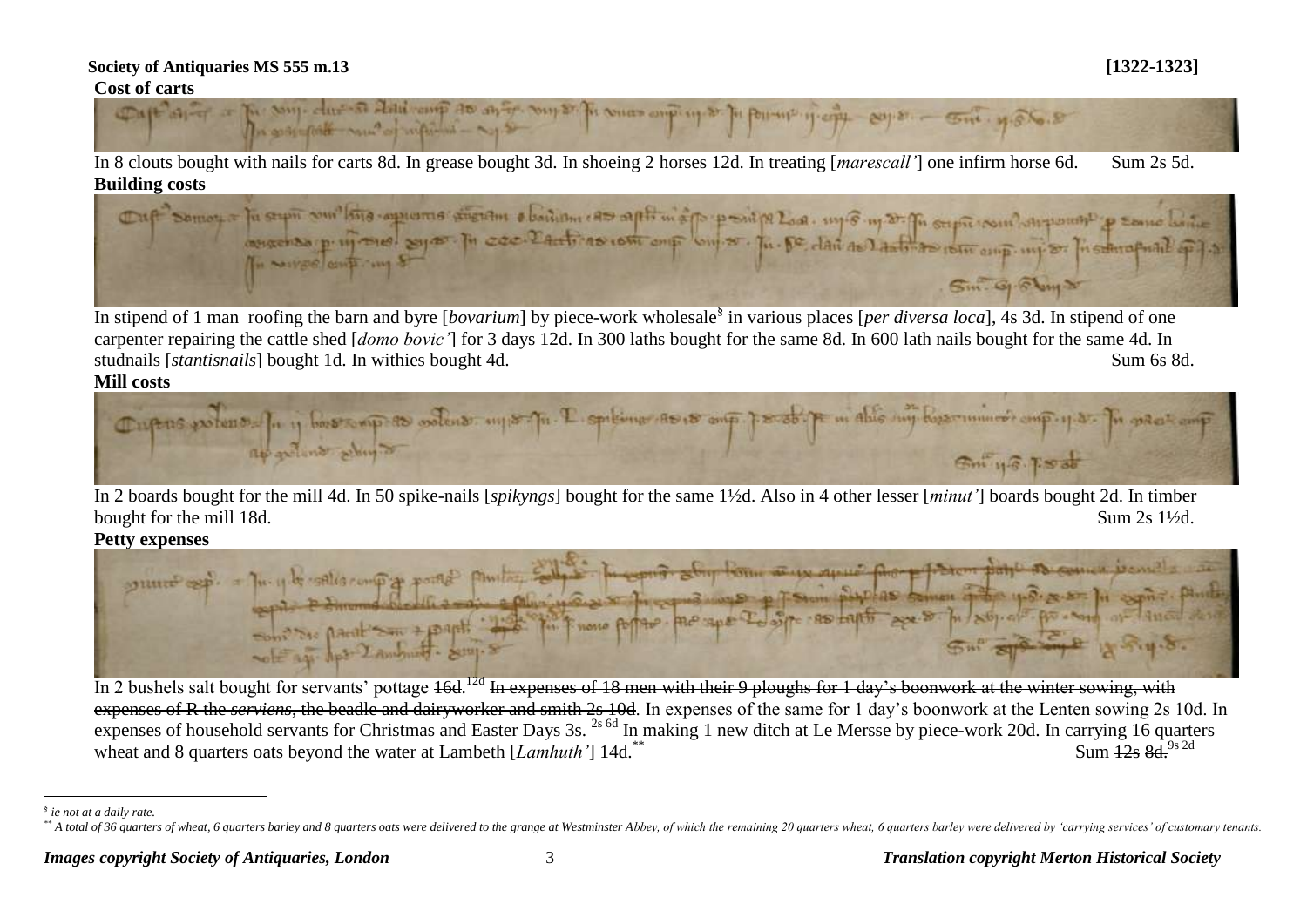**Society of Antiquaries MS 555 m.13** **[1322-1323]**

**Cost of carts**

In 8 clouts bought with nails for carts 8d. In grease bought 3d. In shoeing 2 horses 12d. In treating [*marescall'*] one infirm horse 6d. Sum 2s 5d.

**Building costs**

In stipend of 1 man roofing the barn and byre [*bovarium*] by piece-work wholesale[§] in various places [*per diversa loca*], 4s 3d. In stipend of one carpenter repairing the cattle shed [*domo bovic'*] for 3 days 12d. In 300 laths bought for the same 8d. In 600 lath nails bought for the same 4d. In studnails [*stantisnails*] bought 1d. In withies bought 4d. Sum 6s 8d.

**Mill costs**

In 2 boards bought for the mill 4d. In 50 spike-nails [*spikyngs*] bought for the same 1½d. Also in 4 other lesser [*minut'*] boards bought 2d. In timber bought for the mill 18d. Sum 2s 1½d.

**Petty expenses**

In 2 bushels salt bought for servants' pottage ~~16d.~~ 12d ~~In expenses of 18 men with their 9 ploughs for 1 day's boonwork at the winter sowing, with expenses of R the *serviens*, the beadle and dairyworker and smith 2s 10d~~. In expenses of the same for 1 day's boonwork at the Lenten sowing 2s 10d. In expenses of household servants for Christmas and Easter Days ~~3s.~~ 2s 6d In making 1 new ditch at Le Mersse by piece-work 20d. In carrying 16 quarters wheat and 8 quarters oats beyond the water at Lambeth [*Lamhuth'*] 14d.[**] Sum ~~12s 8d.~~ 9s 2d

---

[§] *ie not at a daily rate.*

[**] *A total of 36 quarters of wheat, 6 quarters barley and 8 quarters oats were delivered to the grange at Westminster Abbey, of which the remaining 20 quarters wheat, 6 quarters barley were delivered by 'carrying services' of customary tenants.*

*Images copyright Society of Antiquaries, London* *Translation copyright Merton Historical Society*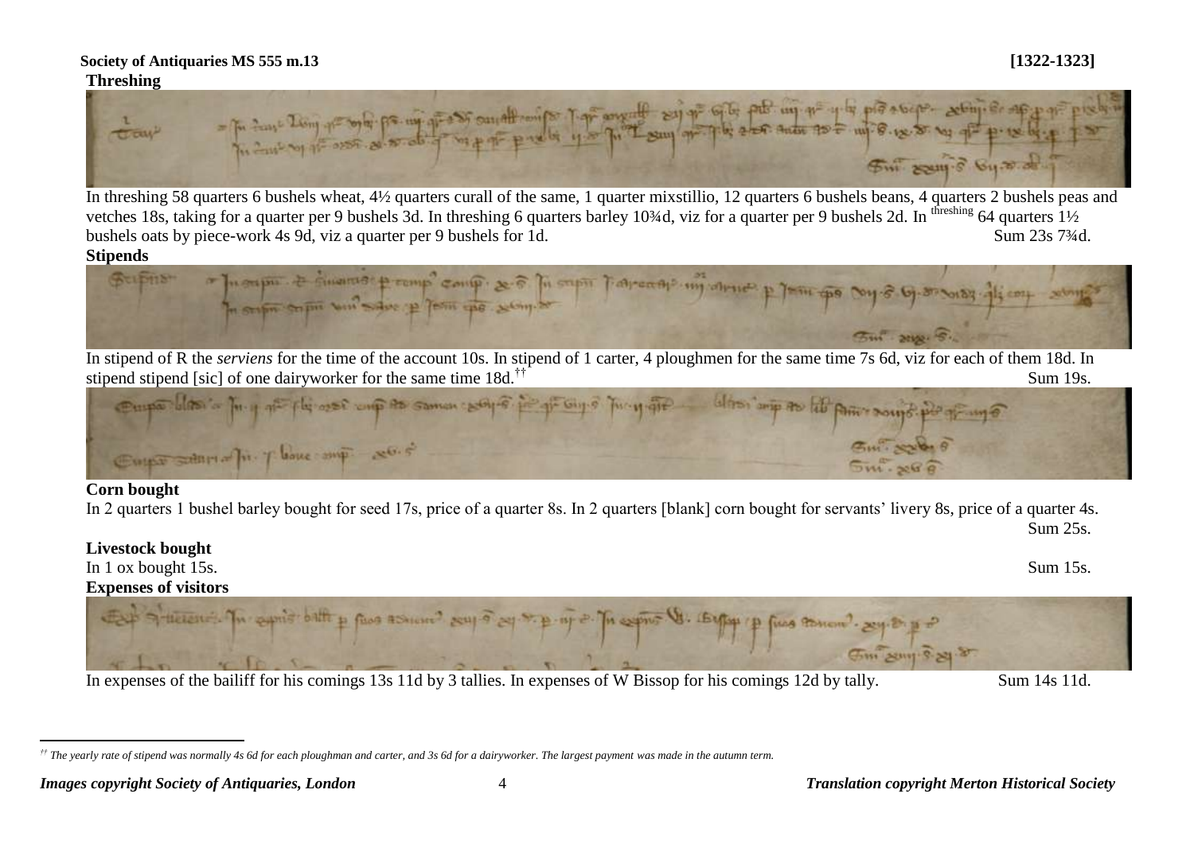**Society of Antiquaries MS 555 m.13** **[1322-1323]**

**Threshing**

In threshing 58 quarters 6 bushels wheat, 4½ quarters curall of the same, 1 quarter mixstillio, 12 quarters 6 bushels beans, 4 quarters 2 bushels peas and vetches 18s, taking for a quarter per 9 bushels 3d. In threshing 6 quarters barley 10¾d, viz for a quarter per 9 bushels 2d. In [threshing] 64 quarters 1½ bushels oats by piece-work 4s 9d, viz a quarter per 9 bushels for 1d. Sum 23s 7¾d.

**Stipends**

In stipend of R the *serviens* for the time of the account 10s. In stipend of 1 carter, 4 ploughmen for the same time 7s 6d, viz for each of them 18d. In stipend stipend [sic] of one dairyworker for the same time 18d.[††] Sum 19s.

**Corn bought**

In 2 quarters 1 bushel barley bought for seed 17s, price of a quarter 8s. In 2 quarters [blank] corn bought for servants' livery 8s, price of a quarter 4s. Sum 25s.

**Livestock bought**

In 1 ox bought 15s. Sum 15s.

**Expenses of visitors**

In expenses of the bailiff for his comings 13s 11d by 3 tallies. In expenses of W Bissop for his comings 12d by tally. Sum 14s 11d.

[††] *The yearly rate of stipend was normally 4s 6d for each ploughman and carter, and 3s 6d for a dairyworker. The largest payment was made in the autumn term.*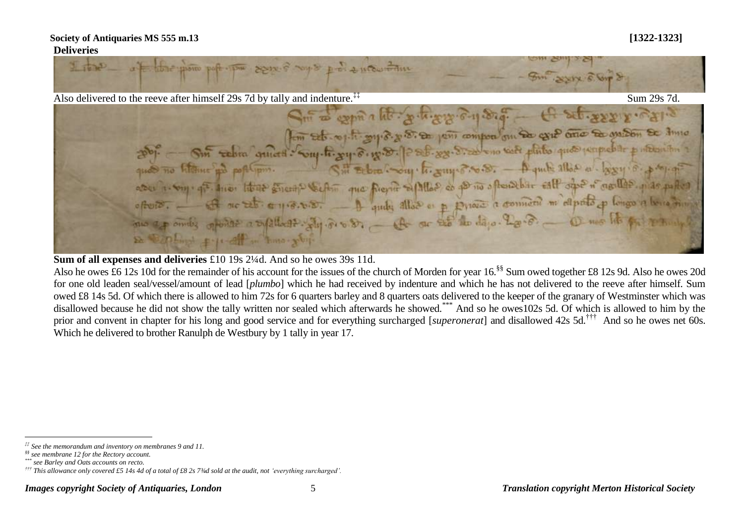**Society of Antiquaries MS 555 m.13** **[1322-1323]**

**Deliveries**

Also delivered to the reeve after himself 29s 7d by tally and indenture.[‡‡] Sum 29s 7d.

**Sum of all expenses and deliveries** £10 19s 2¼d. And so he owes 39s 11d.

Also he owes £6 12s 10d for the remainder of his account for the issues of the church of Morden for year 16.[§§] Sum owed together £8 12s 9d. Also he owes 20d for one old leaden seal/vessel/amount of lead [*plumbo*] which he had received by indenture and which he has not delivered to the reeve after himself. Sum owed £8 14s 5d. Of which there is allowed to him 72s for 6 quarters barley and 8 quarters oats delivered to the keeper of the granary of Westminster which was disallowed because he did not show the tally written nor sealed which afterwards he showed.[***] And so he owes102s 5d. Of which is allowed to him by the prior and convent in chapter for his long and good service and for everything surcharged [*superonerat*] and disallowed 42s 5d.[†††] And so he owes net 60s. Which he delivered to brother Ranulph de Westbury by 1 tally in year 17.

---

[‡‡] *See the memorandum and inventory on membranes 9 and 11.*

[§§] *see membrane 12 for the Rectory account.*

[***] *see Barley and Oats accounts on recto.*

[†††] *This allowance only covered £5 14s 4d of a total of £8 2s 7¾d sold at the audit, not 'everything surcharged'.*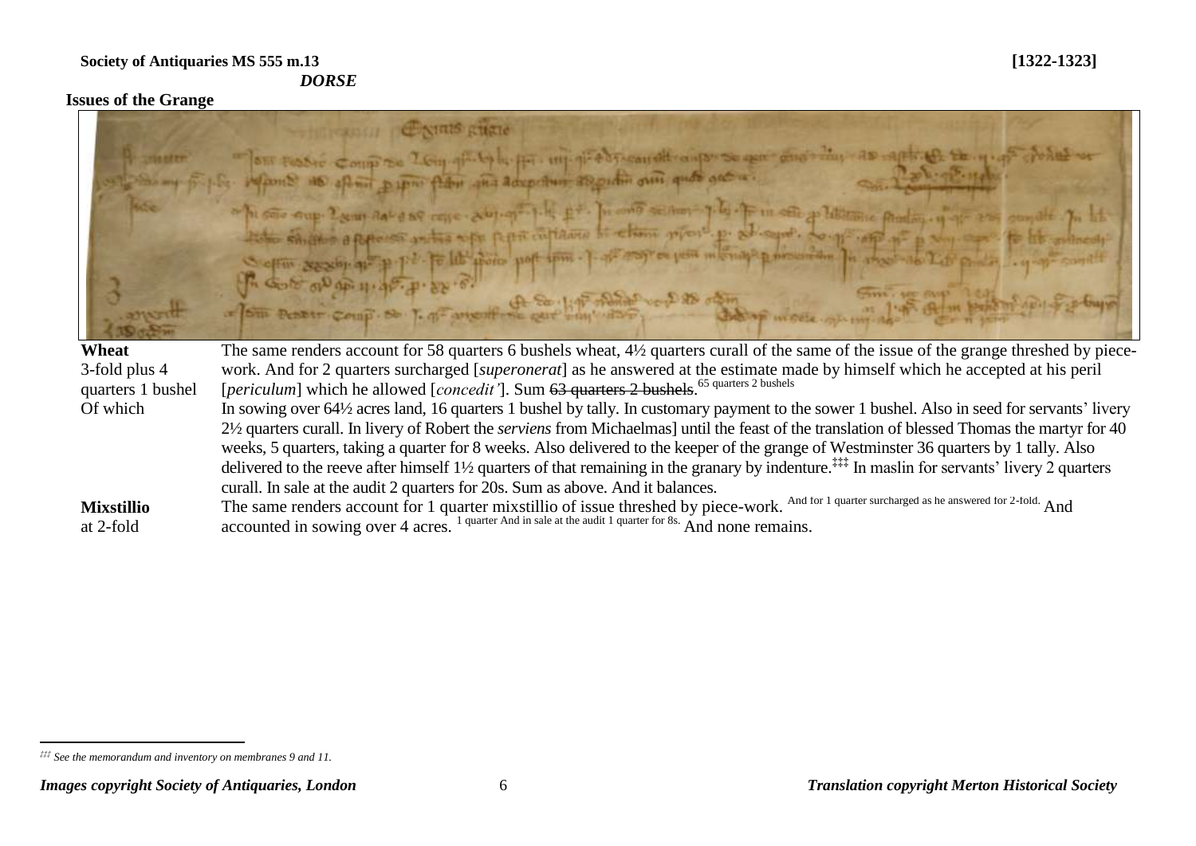**Society of Antiquaries MS 555 m.13** **[1322-1323]**

*DORSE*

**Issues of the Grange**

| | |
|---|---|
| **Wheat** 3-fold plus 4 quarters 1 bushel | The same renders account for 58 quarters 6 bushels wheat, 4½ quarters curall of the same of the issue of the grange threshed by piece-work. And for 2 quarters surcharged [*superonerat*] as he answered at the estimate made by himself which he accepted at his peril [*periculum*] which he allowed [*concedit'*]. Sum ~~63 quarters 2 bushels~~. 65 quarters 2 bushels |
| Of which | In sowing over 64½ acres land, 16 quarters 1 bushel by tally. In customary payment to the sower 1 bushel. Also in seed for servants' livery 2½ quarters curall. In livery of Robert the *serviens* from Michaelmas] until the feast of the translation of blessed Thomas the martyr for 40 weeks, 5 quarters, taking a quarter for 8 weeks. Also delivered to the keeper of the grange of Westminster 36 quarters by 1 tally. Also delivered to the reeve after himself 1½ quarters of that remaining in the granary by indenture.[‡‡‡] In maslin for servants' livery 2 quarters curall. In sale at the audit 2 quarters for 20s. Sum as above. And it balances. |
| **Mixstillio** at 2-fold | The same renders account for 1 quarter mixstillio of issue threshed by piece-work. And for 1 quarter surcharged as he answered for 2-fold. And accounted in sowing over 4 acres. 1 quarter And in sale at the audit 1 quarter for 8s. And none remains. |

[‡‡‡] *See the memorandum and inventory on membranes 9 and 11.*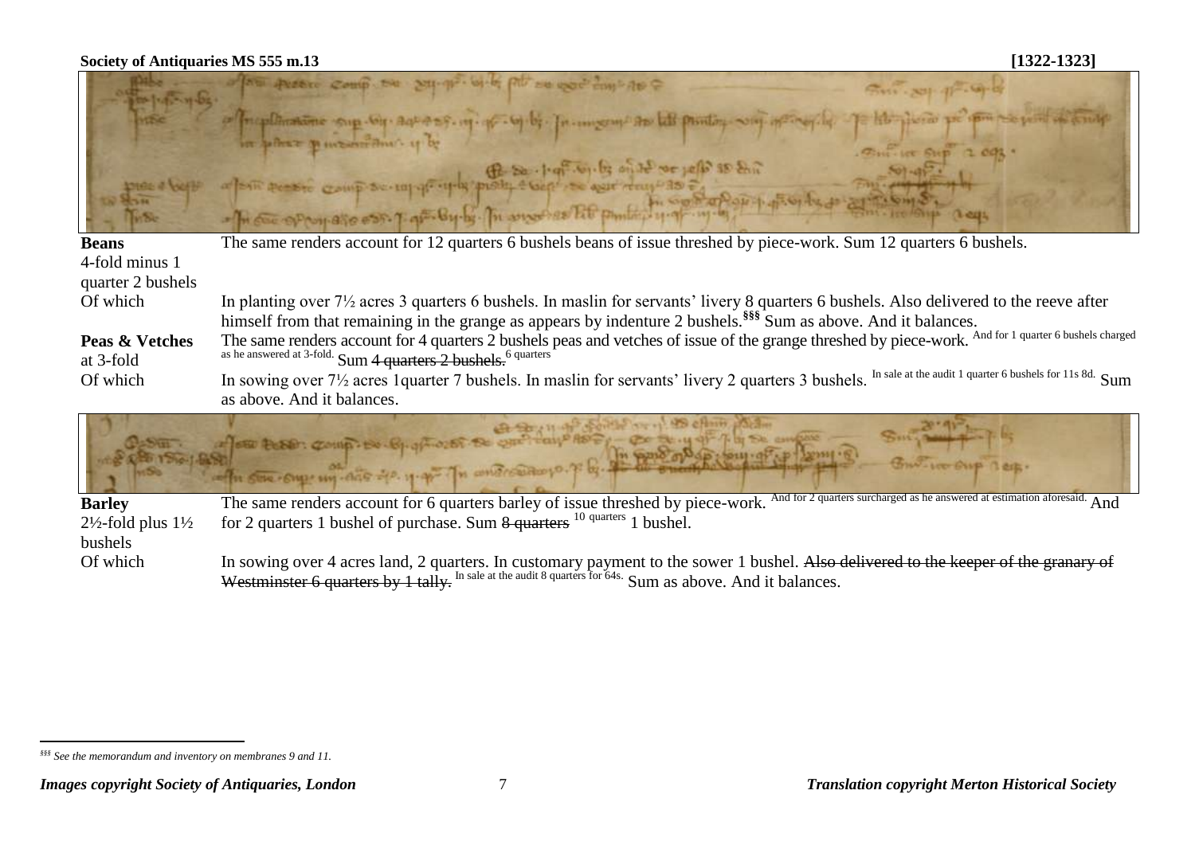| | |
|---|---|
| **Beans** 4-fold minus 1 quarter 2 bushels | The same renders account for 12 quarters 6 bushels beans of issue threshed by piece-work. Sum 12 quarters 6 bushels. |
| Of which | In planting over 7½ acres 3 quarters 6 bushels. In maslin for servants' livery 8 quarters 6 bushels. Also delivered to the reeve after himself from that remaining in the grange as appears by indenture 2 bushels.[§§§] Sum as above. And it balances. |
| **Peas & Vetches** at 3-fold | The same renders account for 4 quarters 2 bushels peas and vetches of issue of the grange threshed by piece-work. [And for 1 quarter 6 bushels charged as he answered at 3-fold.] Sum ~~4 quarters 2 bushels.~~ [6 quarters] |
| Of which | In sowing over 7½ acres 1quarter 7 bushels. In maslin for servants' livery 2 quarters 3 bushels. [In sale at the audit 1 quarter 6 bushels for 11s 8d.] Sum as above. And it balances. |

| | |
|---|---|
| **Barley** 2½-fold plus 1½ bushels | The same renders account for 6 quarters barley of issue threshed by piece-work. [And for 2 quarters surcharged as he answered at estimation aforesaid.] And for 2 quarters 1 bushel of purchase. Sum ~~8 quarters~~ [10 quarters] 1 bushel. |
| Of which | In sowing over 4 acres land, 2 quarters. In customary payment to the sower 1 bushel. ~~Also delivered to the keeper of the granary of Westminster 6 quarters by 1 tally.~~ [In sale at the audit 8 quarters for 64s.] Sum as above. And it balances. |

[§§§] *See the memorandum and inventory on membranes 9 and 11.*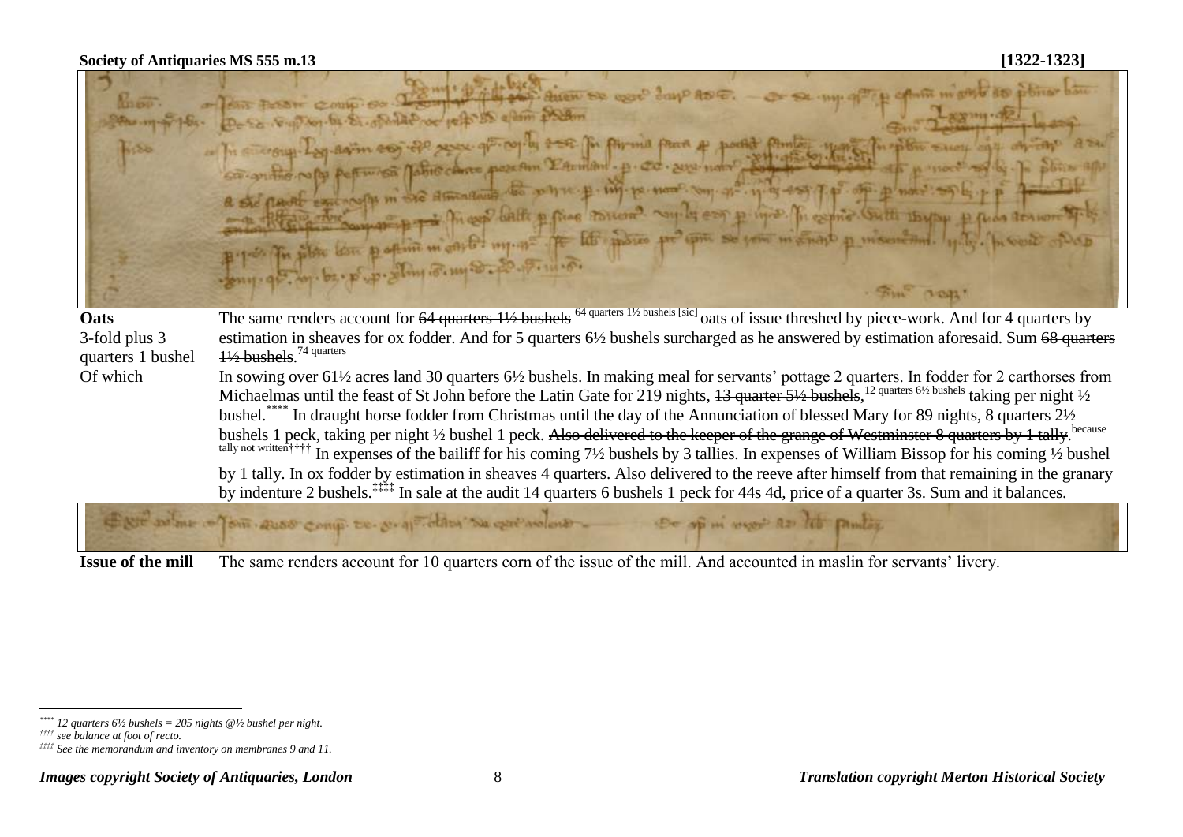**Society of Antiquaries MS 555 m.13** **[1322-1323]**

| | |
|---|---|
| **Oats**<br>3-fold plus 3 quarters 1 bushel | The same renders account for ~~64 quarters 1½ bushels~~ [64 quarters 1½ bushels [sic]] oats of issue threshed by piece-work. And for 4 quarters by estimation in sheaves for ox fodder. And for 5 quarters 6½ bushels surcharged as he answered by estimation aforesaid. Sum ~~68 quarters 1½ bushels~~.[74 quarters] |
| Of which | In sowing over 61½ acres land 30 quarters 6½ bushels. In making meal for servants' pottage 2 quarters. In fodder for 2 carthorses from Michaelmas until the feast of St John before the Latin Gate for 219 nights, ~~13 quarter 5½ bushels~~,[12 quarters 6½ bushels] taking per night ½ bushel.[****] In draught horse fodder from Christmas until the day of the Annunciation of blessed Mary for 89 nights, 8 quarters 2½ bushels 1 peck, taking per night ½ bushel 1 peck. ~~Also delivered to the keeper of the grange of Westminster 8 quarters by 1 tally~~.[because tally not written][††††] In expenses of the bailiff for his coming 7½ bushels by 3 tallies. In expenses of William Bissop for his coming ½ bushel by 1 tally. In ox fodder by estimation in sheaves 4 quarters. Also delivered to the reeve after himself from that remaining in the granary by indenture 2 bushels.[‡‡‡‡] In sale at the audit 14 quarters 6 bushels 1 peck for 44s 4d, price of a quarter 3s. Sum and it balances. |
| **Issue of the mill** | The same renders account for 10 quarters corn of the issue of the mill. And accounted in maslin for servants' livery. |

---

[****] *12 quarters 6½ bushels = 205 nights @½ bushel per night.*

[††††] *see balance at foot of recto.*

[‡‡‡‡] *See the memorandum and inventory on membranes 9 and 11.*

***Images copyright Society of Antiquaries, London*** ***Translation copyright Merton Historical Society***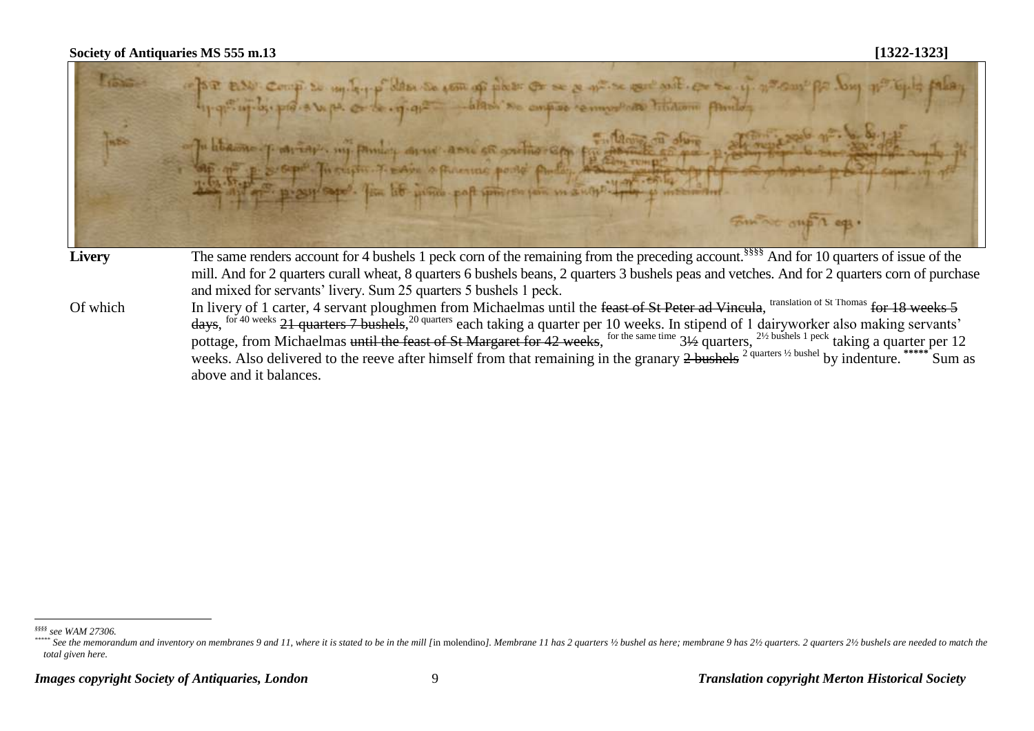**Society of Antiquaries MS 555 m.13** **[1322-1323]**

**Livery** The same renders account for 4 bushels 1 peck corn of the remaining from the preceding account.[§§§§] And for 10 quarters of issue of the mill. And for 2 quarters curall wheat, 8 quarters 6 bushels beans, 2 quarters 3 bushels peas and vetches. And for 2 quarters corn of purchase and mixed for servants' livery. Sum 25 quarters 5 bushels 1 peck.

Of which In livery of 1 carter, 4 servant ploughmen from Michaelmas until the ~~feast of St Peter ad Vincula~~, [translation of St Thomas] ~~for 18 weeks 5 days~~, [for 40 weeks] ~~21 quarters 7 bushels~~, [20 quarters] each taking a quarter per 10 weeks. In stipend of 1 dairyworker also making servants' pottage, from Michaelmas ~~until the feast of St Margaret for 42 weeks~~, [for the same time] 3½ quarters, [2½ bushels 1 peck] taking a quarter per 12 weeks. Also delivered to the reeve after himself from that remaining in the granary ~~2 bushels~~ [2 quarters ½ bushel] by indenture.[*****] Sum as above and it balances.

---

[§§§§] *see WAM 27306.*

[*****] *See the memorandum and inventory on membranes 9 and 11, where it is stated to be in the mill [*in molendino*]. Membrane 11 has 2 quarters ½ bushel as here; membrane 9 has 2½ quarters. 2 quarters 2½ bushels are needed to match the total given here.*

*Images copyright Society of Antiquaries, London* *Translation copyright Merton Historical Society*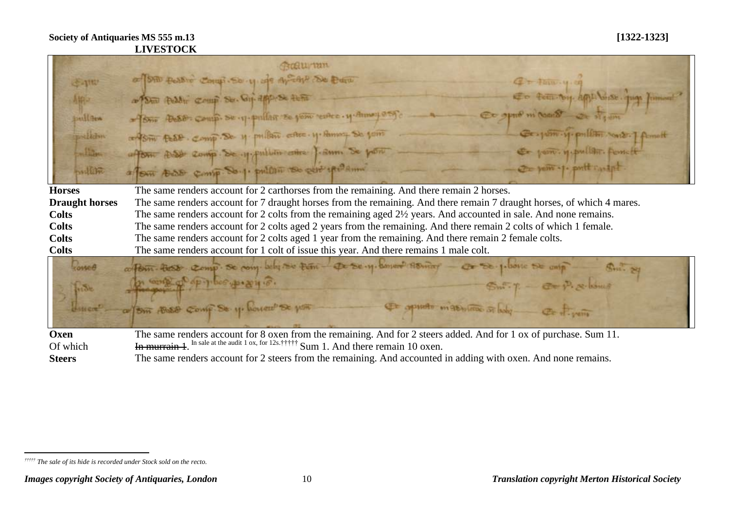**Society of Antiquaries MS 555 m.13** **[1322-1323]**

**LIVESTOCK**

| | |
|---|---|
| **Horses** | The same renders account for 2 carthorses from the remaining. And there remain 2 horses. |
| **Draught horses** | The same renders account for 7 draught horses from the remaining. And there remain 7 draught horses, of which 4 mares. |
| **Colts** | The same renders account for 2 colts from the remaining aged 2½ years. And accounted in sale. And none remains. |
| **Colts** | The same renders account for 2 colts aged 2 years from the remaining. And there remain 2 colts of which 1 female. |
| **Colts** | The same renders account for 2 colts aged 1 year from the remaining. And there remain 2 female colts. |
| **Colts** | The same renders account for 1 colt of issue this year. And there remains 1 male colt. |

| | |
|---|---|
| **Oxen** | The same renders account for 8 oxen from the remaining. And for 2 steers added. And for 1 ox of purchase. Sum 11. |
| Of which | ~~In murrain 1~~. In sale at the audit 1 ox, for 12s.[†††††] Sum 1. And there remain 10 oxen. |
| **Steers** | The same renders account for 2 steers from the remaining. And accounted in adding with oxen. And none remains. |

[†††††] *The sale of its hide is recorded under Stock sold on the recto.*

*Images copyright Society of Antiquaries, London* *Translation copyright Merton Historical Society*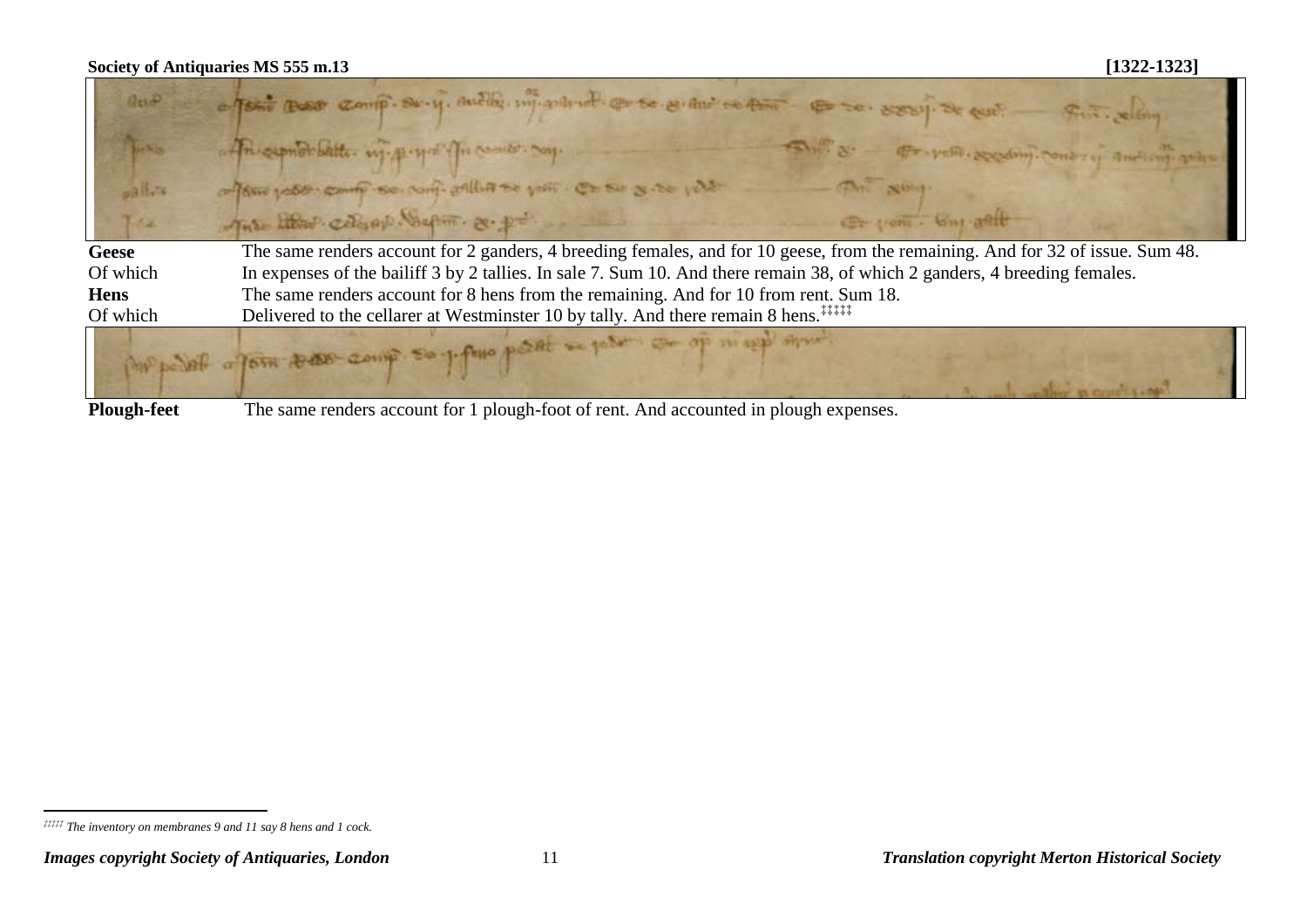**Society of Antiquaries MS 555 m.13** **[1322-1323]**

| | |
|---|---|
| **Geese** | The same renders account for 2 ganders, 4 breeding females, and for 10 geese, from the remaining. And for 32 of issue. Sum 48. |
| Of which | In expenses of the bailiff 3 by 2 tallies. In sale 7. Sum 10. And there remain 38, of which 2 ganders, 4 breeding females. |
| **Hens** | The same renders account for 8 hens from the remaining. And for 10 from rent. Sum 18. |
| Of which | Delivered to the cellarer at Westminster 10 by tally. And there remain 8 hens.[‡‡‡‡‡] |

| | |
|---|---|
| **Plough-feet** | The same renders account for 1 plough-foot of rent. And accounted in plough expenses. |

[‡‡‡‡‡] *The inventory on membranes 9 and 11 say 8 hens and 1 cock.*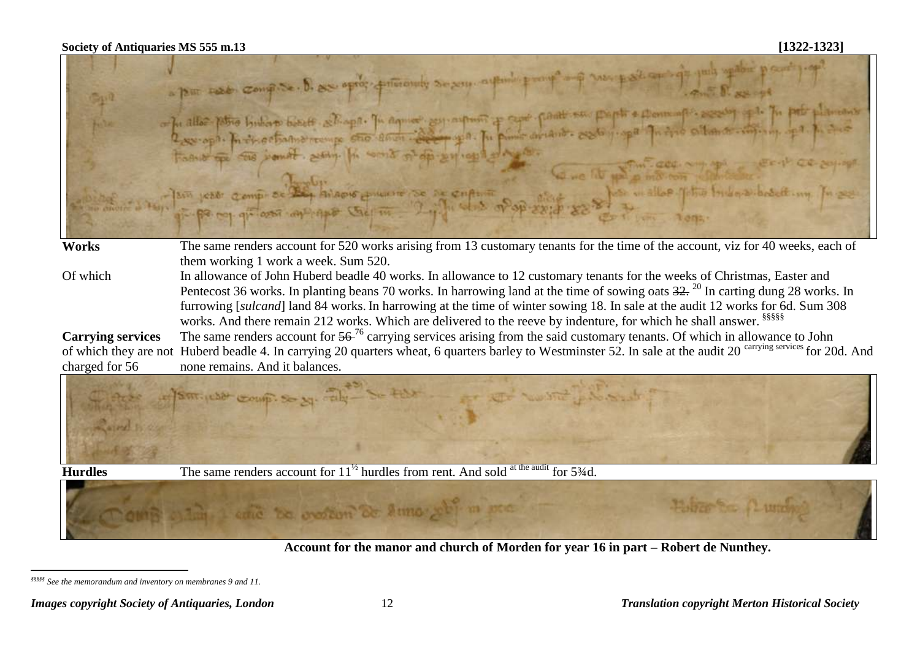**Works** The same renders account for 520 works arising from 13 customary tenants for the time of the account, viz for 40 weeks, each of them working 1 work a week. Sum 520.

Of which In allowance of John Huberd beadle 40 works. In allowance to 12 customary tenants for the weeks of Christmas, Easter and Pentecost 36 works. In planting beans 70 works. In harrowing land at the time of sowing oats ~~32.~~ 20 In carting dung 28 works. In furrowing [*sulcand*] land 84 works. In harrowing at the time of winter sowing 18. In sale at the audit 12 works for 6d. Sum 308 works. And there remain 212 works. Which are delivered to the reeve by indenture, for which he shall answer. [§§§§§]

**Carrying services** of which they are not charged for 56 The same renders account for ~~56~~ 76 carrying services arising from the said customary tenants. Of which in allowance to John Huberd beadle 4. In carrying 20 quarters wheat, 6 quarters barley to Westminster 52. In sale at the audit 20 carrying services for 20d. And none remains. And it balances.

**Hurdles** The same renders account for 11½ hurdles from rent. And sold at the audit for 5¾d.

**Account for the manor and church of Morden for year 16 in part – Robert de Nunthey.**

---

§§§§§ *See the memorandum and inventory on membranes 9 and 11.*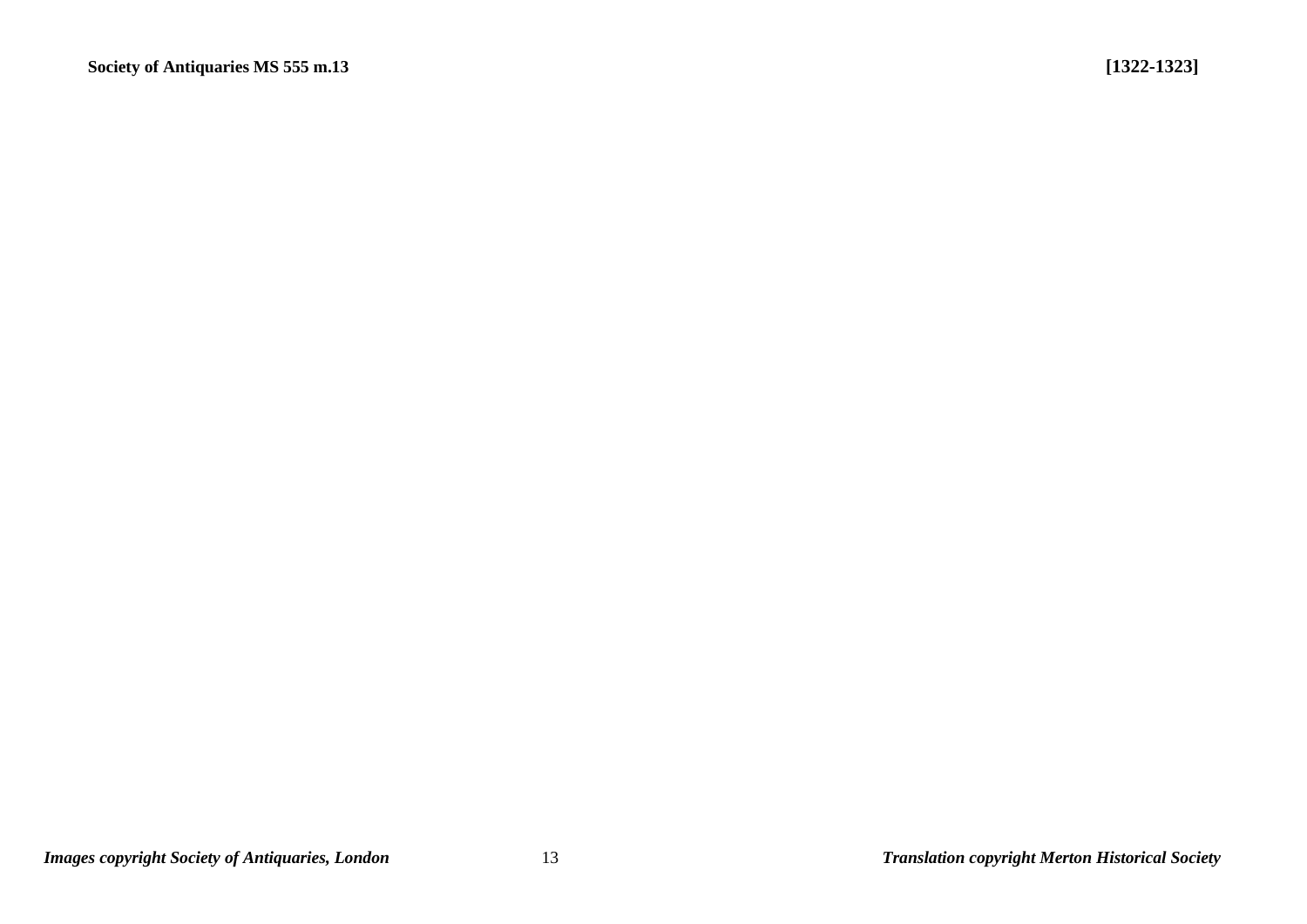**Society of Antiquaries MS 555 m.13** **[1322-1323]**